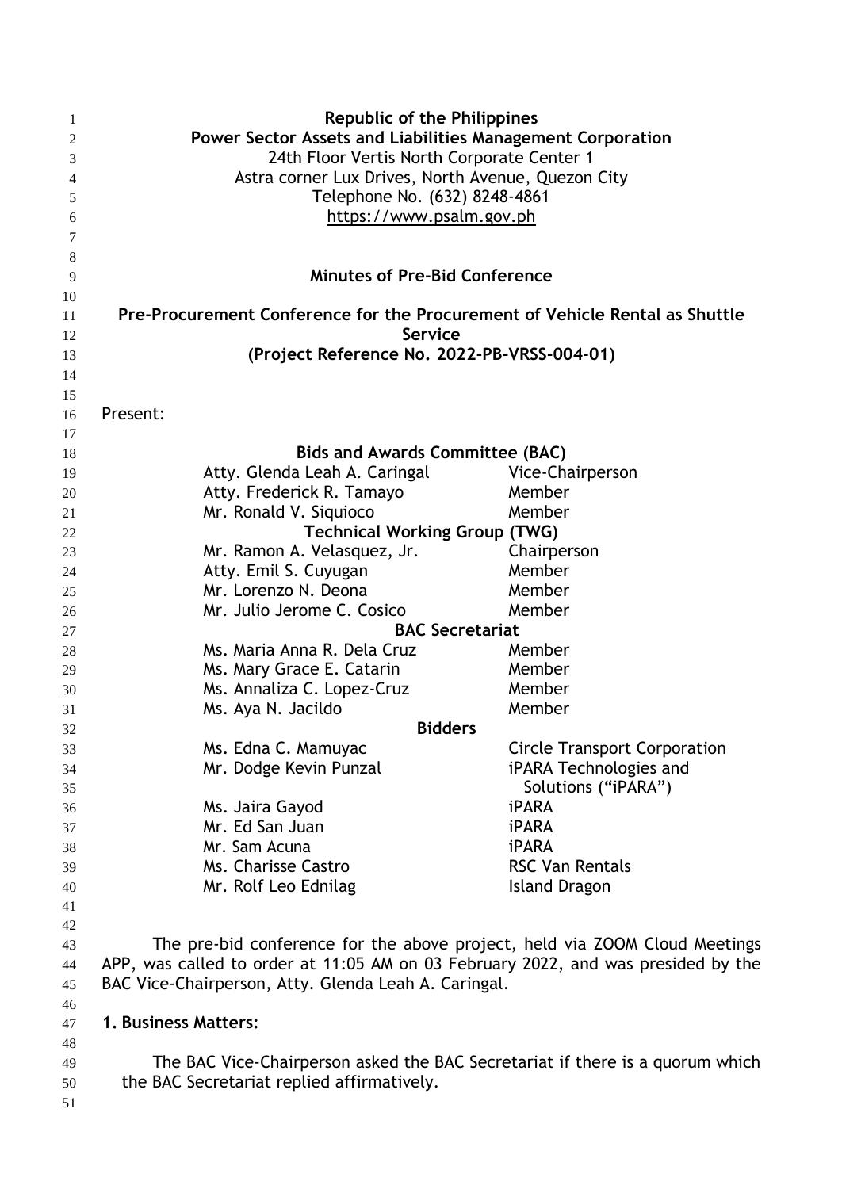**Republic of the Philippines**
**Power Sector Assets and Liabilities Management Corporation**
24th Floor Vertis North Corporate Center 1
Astra corner Lux Drives, North Avenue, Quezon City
Telephone No. (632) 8248-4861
https://www.psalm.gov.ph

# Minutes of Pre-Bid Conference

## Pre-Procurement Conference for the Procurement of Vehicle Rental as Shuttle Service (Project Reference No. 2022-PB-VRSS-004-01)

Present:

| **Bids and Awards Committee (BAC)** | |
|---|---|
| Atty. Glenda Leah A. Caringal | Vice-Chairperson |
| Atty. Frederick R. Tamayo | Member |
| Mr. Ronald V. Siquioco | Member |
| **Technical Working Group (TWG)** | |
| Mr. Ramon A. Velasquez, Jr. | Chairperson |
| Atty. Emil S. Cuyugan | Member |
| Mr. Lorenzo N. Deona | Member |
| Mr. Julio Jerome C. Cosico | Member |
| **BAC Secretariat** | |
| Ms. Maria Anna R. Dela Cruz | Member |
| Ms. Mary Grace E. Catarin | Member |
| Ms. Annaliza C. Lopez-Cruz | Member |
| Ms. Aya N. Jacildo | Member |
| **Bidders** | |
| Ms. Edna C. Mamuyac | Circle Transport Corporation |
| Mr. Dodge Kevin Punzal | iPARA Technologies and Solutions ("iPARA") |
| Ms. Jaira Gayod | iPARA |
| Mr. Ed San Juan | iPARA |
| Mr. Sam Acuna | iPARA |
| Ms. Charisse Castro | RSC Van Rentals |
| Mr. Rolf Leo Ednilag | Island Dragon |

The pre-bid conference for the above project, held via ZOOM Cloud Meetings APP, was called to order at 11:05 AM on 03 February 2022, and was presided by the BAC Vice-Chairperson, Atty. Glenda Leah A. Caringal.

**1. Business Matters:**

The BAC Vice-Chairperson asked the BAC Secretariat if there is a quorum which the BAC Secretariat replied affirmatively.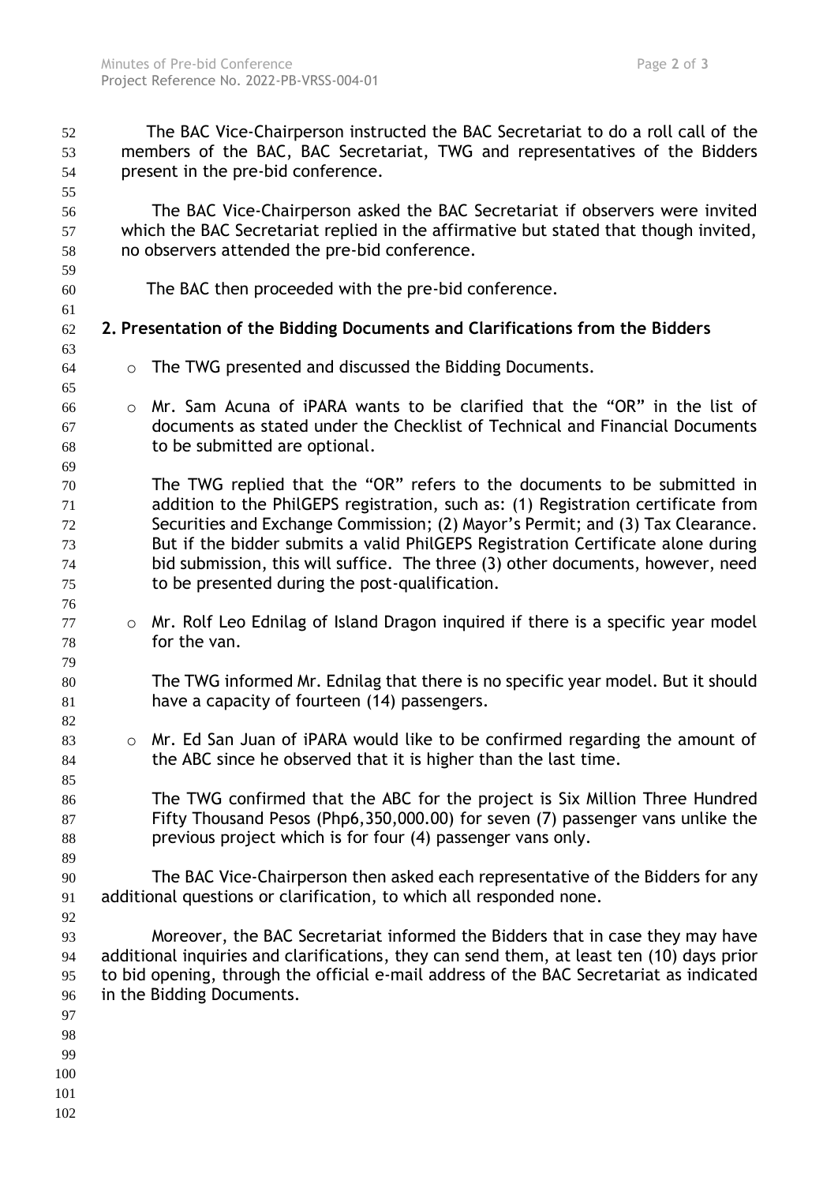The BAC Vice-Chairperson instructed the BAC Secretariat to do a roll call of the members of the BAC, BAC Secretariat, TWG and representatives of the Bidders present in the pre-bid conference.

The BAC Vice-Chairperson asked the BAC Secretariat if observers were invited which the BAC Secretariat replied in the affirmative but stated that though invited, no observers attended the pre-bid conference.

The BAC then proceeded with the pre-bid conference.

**2. Presentation of the Bidding Documents and Clarifications from the Bidders**

- The TWG presented and discussed the Bidding Documents.

- Mr. Sam Acuna of iPARA wants to be clarified that the "OR" in the list of documents as stated under the Checklist of Technical and Financial Documents to be submitted are optional.

  The TWG replied that the "OR" refers to the documents to be submitted in addition to the PhilGEPS registration, such as: (1) Registration certificate from Securities and Exchange Commission; (2) Mayor's Permit; and (3) Tax Clearance. But if the bidder submits a valid PhilGEPS Registration Certificate alone during bid submission, this will suffice. The three (3) other documents, however, need to be presented during the post-qualification.

- Mr. Rolf Leo Ednilag of Island Dragon inquired if there is a specific year model for the van.

  The TWG informed Mr. Ednilag that there is no specific year model. But it should have a capacity of fourteen (14) passengers.

- Mr. Ed San Juan of iPARA would like to be confirmed regarding the amount of the ABC since he observed that it is higher than the last time.

  The TWG confirmed that the ABC for the project is Six Million Three Hundred Fifty Thousand Pesos (Php6,350,000.00) for seven (7) passenger vans unlike the previous project which is for four (4) passenger vans only.

The BAC Vice-Chairperson then asked each representative of the Bidders for any additional questions or clarification, to which all responded none.

Moreover, the BAC Secretariat informed the Bidders that in case they may have additional inquiries and clarifications, they can send them, at least ten (10) days prior to bid opening, through the official e-mail address of the BAC Secretariat as indicated in the Bidding Documents.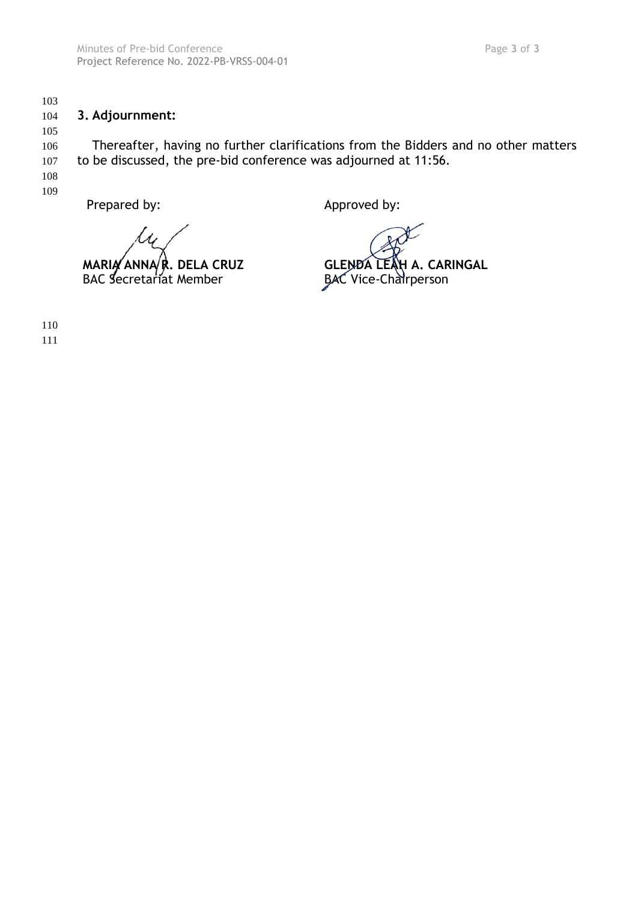## 3. Adjournment:

Thereafter, having no further clarifications from the Bidders and no other matters to be discussed, the pre-bid conference was adjourned at 11:56.

| Prepared by: | Approved by: |
|---|---|
| **MARIA ANNA R. DELA CRUZ** | **GLENDA LEAH A. CARINGAL** |
| BAC Secretariat Member | BAC Vice-Chairperson |